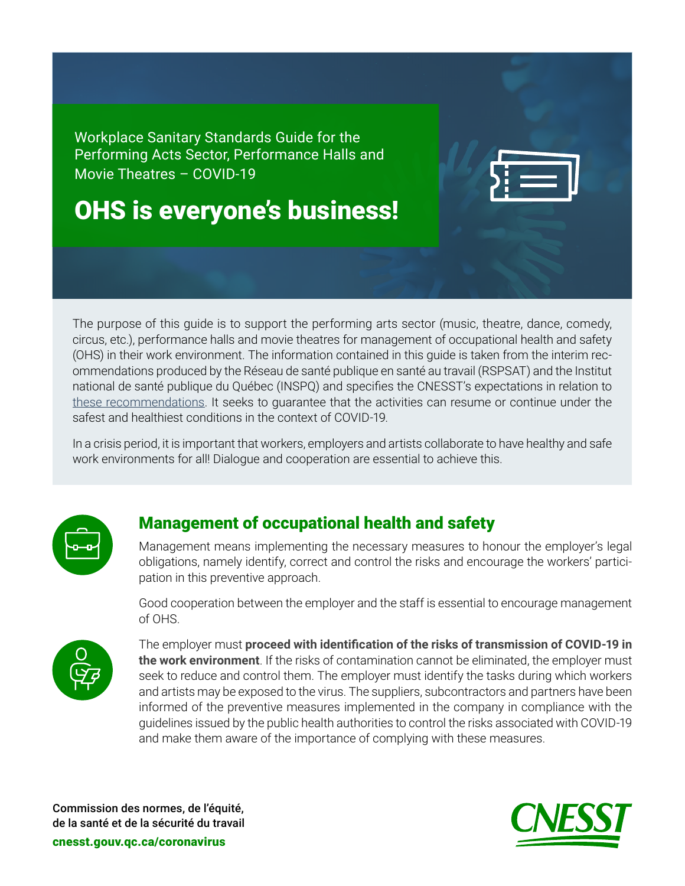Workplace Sanitary Standards Guide for the Performing Acts Sector, Performance Halls and Movie Theatres – COVID-19

# OHS is everyone's business!

The purpose of this guide is to support the performing arts sector (music, theatre, dance, comedy, circus, etc.), performance halls and movie theatres for management of occupational health and safety (OHS) in their work environment. The information contained in this guide is taken from the interim recommendations produced by the Réseau de santé publique en santé au travail (RSPSAT) and the Institut national de santé publique du Québec (INSPQ) and specifies the CNESST's expectations in relation to these recommendations. It seeks to guarantee that the activities can resume or continue under the safest and healthiest conditions in the context of COVID-19.

In a crisis period, it is important that workers, employers and artists collaborate to have healthy and safe work environments for all! Dialogue and cooperation are essential to achieve this.

## Management of occupational health and safety

Management means implementing the necessary measures to honour the employer's legal obligations, namely identify, correct and control the risks and encourage the workers' participation in this preventive approach.

Good cooperation between the employer and the staff is essential to encourage management of OHS.

The employer must **proceed with identification of the risks of transmission of COVID-19 in the work environment**. If the risks of contamination cannot be eliminated, the employer must seek to reduce and control them. The employer must identify the tasks during which workers and artists may be exposed to the virus. The suppliers, subcontractors and partners have been informed of the preventive measures implemented in the company in compliance with the guidelines issued by the public health authorities to control the risks associated with COVID-19 and make them aware of the importance of complying with these measures.

Commission des normes, de l'équité, de la santé et de la sécurité du travail

cnesst.gouv.qc.ca/coronavirus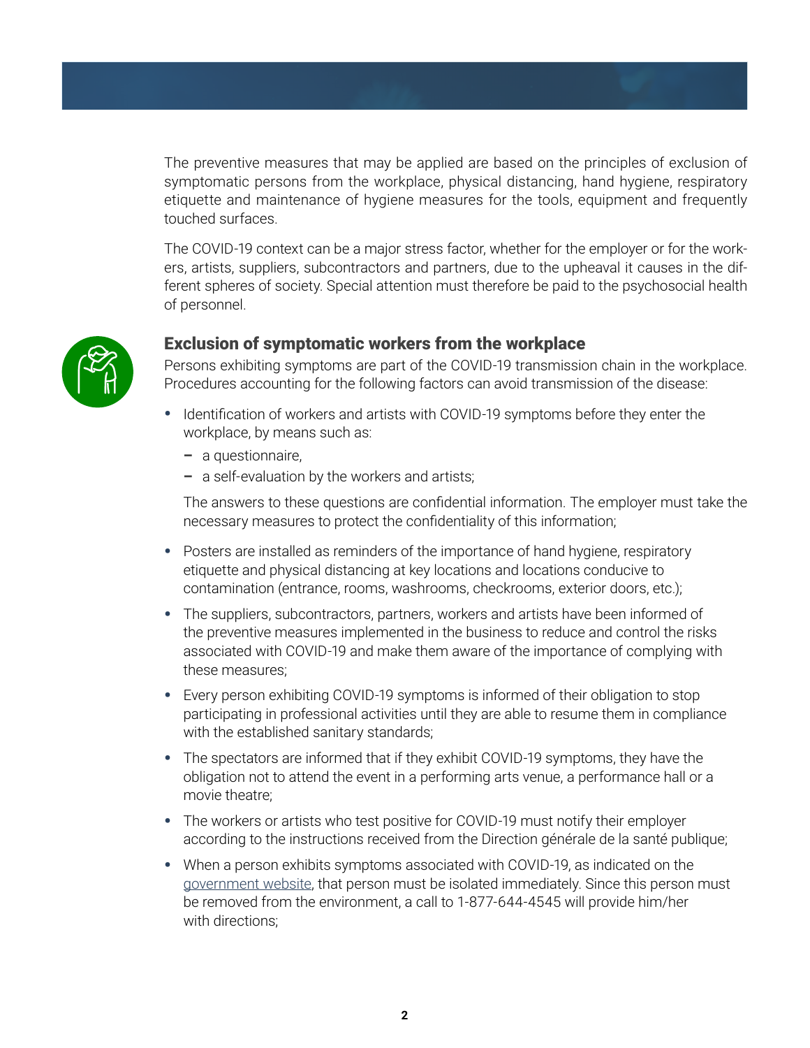The preventive measures that may be applied are based on the principles of exclusion of symptomatic persons from the workplace, physical distancing, hand hygiene, respiratory etiquette and maintenance of hygiene measures for the tools, equipment and frequently touched surfaces.

The COVID-19 context can be a major stress factor, whether for the employer or for the workers, artists, suppliers, subcontractors and partners, due to the upheaval it causes in the different spheres of society. Special attention must therefore be paid to the psychosocial health of personnel.

## Exclusion of symptomatic workers from the workplace

Persons exhibiting symptoms are part of the COVID-19 transmission chain in the workplace. Procedures accounting for the following factors can avoid transmission of the disease:

- Identification of workers and artists with COVID-19 symptoms before they enter the workplace, by means such as:
  - a questionnaire,
  - a self-evaluation by the workers and artists;

  The answers to these questions are confidential information. The employer must take the necessary measures to protect the confidentiality of this information;
- Posters are installed as reminders of the importance of hand hygiene, respiratory etiquette and physical distancing at key locations and locations conducive to contamination (entrance, rooms, washrooms, checkrooms, exterior doors, etc.);
- The suppliers, subcontractors, partners, workers and artists have been informed of the preventive measures implemented in the business to reduce and control the risks associated with COVID-19 and make them aware of the importance of complying with these measures;
- Every person exhibiting COVID-19 symptoms is informed of their obligation to stop participating in professional activities until they are able to resume them in compliance with the established sanitary standards;
- The spectators are informed that if they exhibit COVID-19 symptoms, they have the obligation not to attend the event in a performing arts venue, a performance hall or a movie theatre;
- The workers or artists who test positive for COVID-19 must notify their employer according to the instructions received from the Direction générale de la santé publique;
- When a person exhibits symptoms associated with COVID-19, as indicated on the government website, that person must be isolated immediately. Since this person must be removed from the environment, a call to 1-877-644-4545 will provide him/her with directions;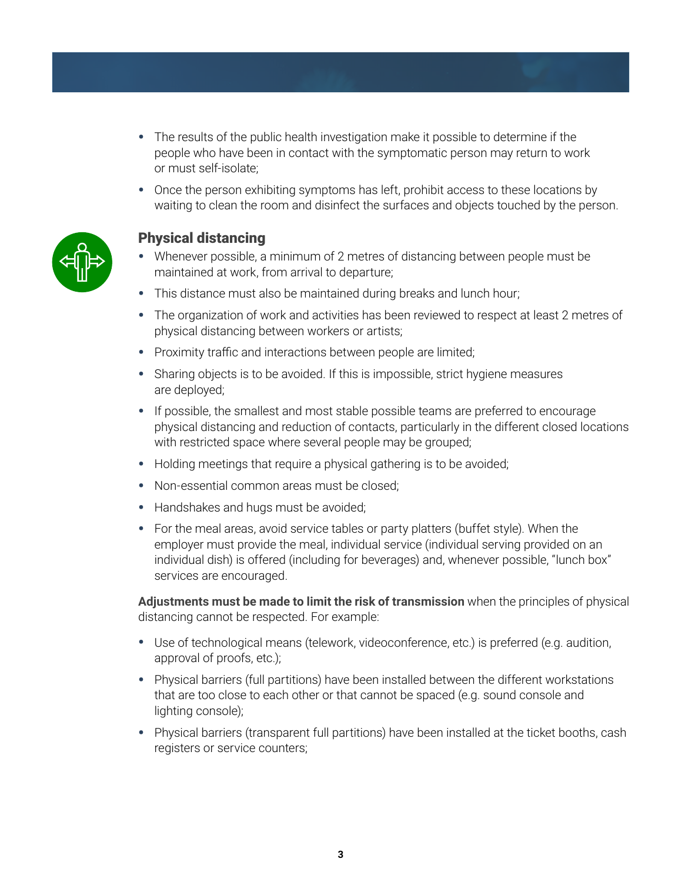- The results of the public health investigation make it possible to determine if the people who have been in contact with the symptomatic person may return to work or must self-isolate;
- Once the person exhibiting symptoms has left, prohibit access to these locations by waiting to clean the room and disinfect the surfaces and objects touched by the person.

## Physical distancing

- Whenever possible, a minimum of 2 metres of distancing between people must be maintained at work, from arrival to departure;
- This distance must also be maintained during breaks and lunch hour;
- The organization of work and activities has been reviewed to respect at least 2 metres of physical distancing between workers or artists;
- Proximity traffic and interactions between people are limited;
- Sharing objects is to be avoided. If this is impossible, strict hygiene measures are deployed;
- If possible, the smallest and most stable possible teams are preferred to encourage physical distancing and reduction of contacts, particularly in the different closed locations with restricted space where several people may be grouped;
- Holding meetings that require a physical gathering is to be avoided;
- Non-essential common areas must be closed;
- Handshakes and hugs must be avoided;
- For the meal areas, avoid service tables or party platters (buffet style). When the employer must provide the meal, individual service (individual serving provided on an individual dish) is offered (including for beverages) and, whenever possible, "lunch box" services are encouraged.

**Adjustments must be made to limit the risk of transmission** when the principles of physical distancing cannot be respected. For example:

- Use of technological means (telework, videoconference, etc.) is preferred (e.g. audition, approval of proofs, etc.);
- Physical barriers (full partitions) have been installed between the different workstations that are too close to each other or that cannot be spaced (e.g. sound console and lighting console);
- Physical barriers (transparent full partitions) have been installed at the ticket booths, cash registers or service counters;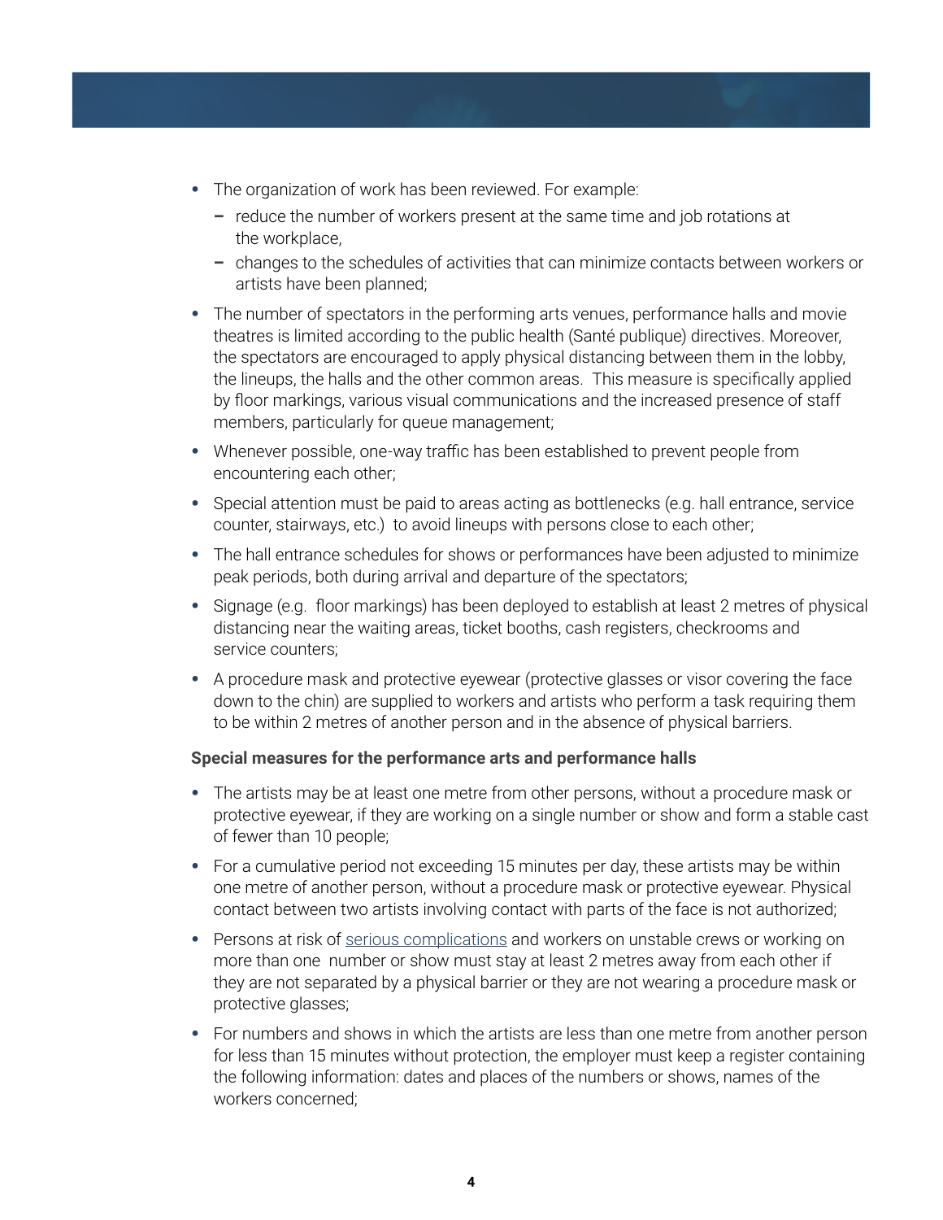- The organization of work has been reviewed. For example:
  - reduce the number of workers present at the same time and job rotations at the workplace,
  - changes to the schedules of activities that can minimize contacts between workers or artists have been planned;
- The number of spectators in the performing arts venues, performance halls and movie theatres is limited according to the public health (Santé publique) directives. Moreover, the spectators are encouraged to apply physical distancing between them in the lobby, the lineups, the halls and the other common areas. This measure is specifically applied by floor markings, various visual communications and the increased presence of staff members, particularly for queue management;
- Whenever possible, one-way traffic has been established to prevent people from encountering each other;
- Special attention must be paid to areas acting as bottlenecks (e.g. hall entrance, service counter, stairways, etc.) to avoid lineups with persons close to each other;
- The hall entrance schedules for shows or performances have been adjusted to minimize peak periods, both during arrival and departure of the spectators;
- Signage (e.g. floor markings) has been deployed to establish at least 2 metres of physical distancing near the waiting areas, ticket booths, cash registers, checkrooms and service counters;
- A procedure mask and protective eyewear (protective glasses or visor covering the face down to the chin) are supplied to workers and artists who perform a task requiring them to be within 2 metres of another person and in the absence of physical barriers.

**Special measures for the performance arts and performance halls**

- The artists may be at least one metre from other persons, without a procedure mask or protective eyewear, if they are working on a single number or show and form a stable cast of fewer than 10 people;
- For a cumulative period not exceeding 15 minutes per day, these artists may be within one metre of another person, without a procedure mask or protective eyewear. Physical contact between two artists involving contact with parts of the face is not authorized;
- Persons at risk of serious complications and workers on unstable crews or working on more than one number or show must stay at least 2 metres away from each other if they are not separated by a physical barrier or they are not wearing a procedure mask or protective glasses;
- For numbers and shows in which the artists are less than one metre from another person for less than 15 minutes without protection, the employer must keep a register containing the following information: dates and places of the numbers or shows, names of the workers concerned;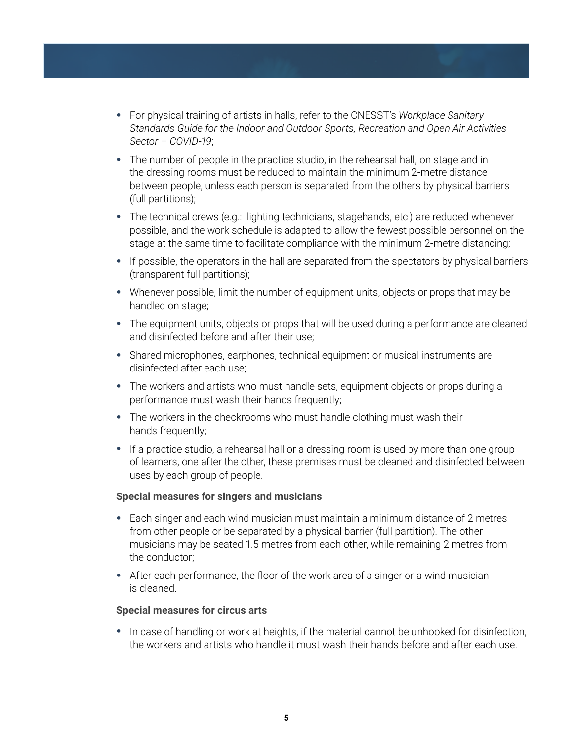- For physical training of artists in halls, refer to the CNESST's *Workplace Sanitary Standards Guide for the Indoor and Outdoor Sports, Recreation and Open Air Activities Sector – COVID-19*;
- The number of people in the practice studio, in the rehearsal hall, on stage and in the dressing rooms must be reduced to maintain the minimum 2-metre distance between people, unless each person is separated from the others by physical barriers (full partitions);
- The technical crews (e.g.: lighting technicians, stagehands, etc.) are reduced whenever possible, and the work schedule is adapted to allow the fewest possible personnel on the stage at the same time to facilitate compliance with the minimum 2-metre distancing;
- If possible, the operators in the hall are separated from the spectators by physical barriers (transparent full partitions);
- Whenever possible, limit the number of equipment units, objects or props that may be handled on stage;
- The equipment units, objects or props that will be used during a performance are cleaned and disinfected before and after their use;
- Shared microphones, earphones, technical equipment or musical instruments are disinfected after each use;
- The workers and artists who must handle sets, equipment objects or props during a performance must wash their hands frequently;
- The workers in the checkrooms who must handle clothing must wash their hands frequently;
- If a practice studio, a rehearsal hall or a dressing room is used by more than one group of learners, one after the other, these premises must be cleaned and disinfected between uses by each group of people.

**Special measures for singers and musicians**

- Each singer and each wind musician must maintain a minimum distance of 2 metres from other people or be separated by a physical barrier (full partition). The other musicians may be seated 1.5 metres from each other, while remaining 2 metres from the conductor;
- After each performance, the floor of the work area of a singer or a wind musician is cleaned.

**Special measures for circus arts**

- In case of handling or work at heights, if the material cannot be unhooked for disinfection, the workers and artists who handle it must wash their hands before and after each use.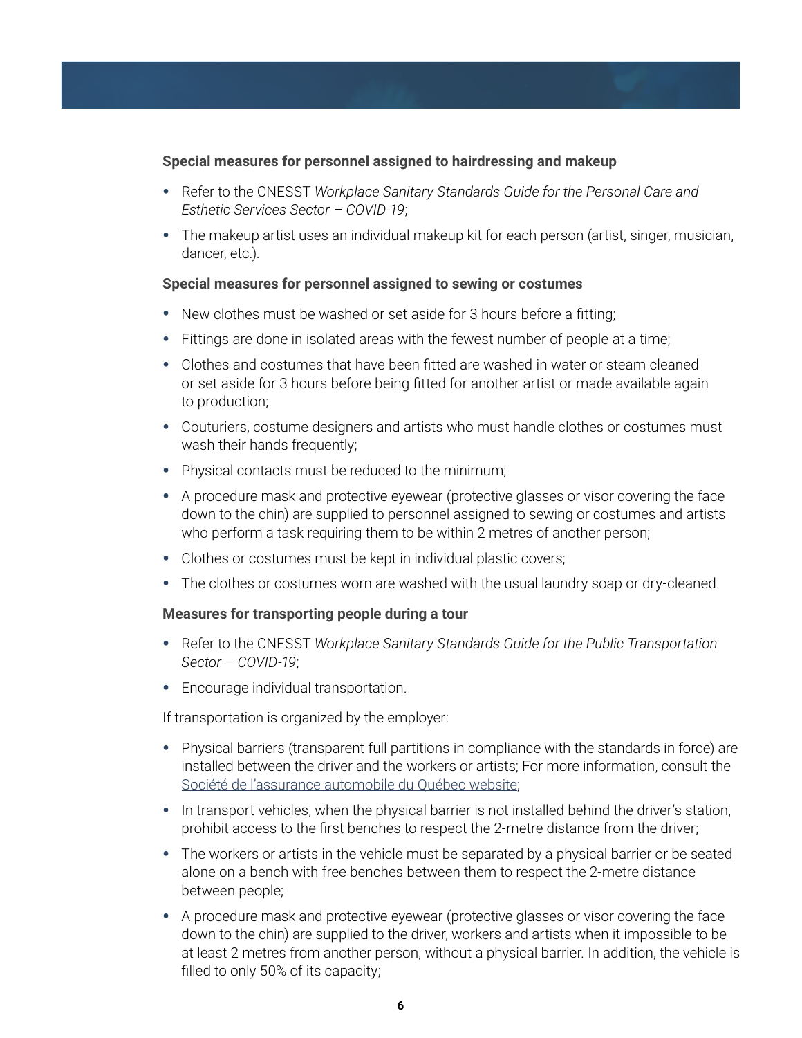**Special measures for personnel assigned to hairdressing and makeup**

- Refer to the CNESST *Workplace Sanitary Standards Guide for the Personal Care and Esthetic Services Sector – COVID-19*;
- The makeup artist uses an individual makeup kit for each person (artist, singer, musician, dancer, etc.).

**Special measures for personnel assigned to sewing or costumes**

- New clothes must be washed or set aside for 3 hours before a fitting;
- Fittings are done in isolated areas with the fewest number of people at a time;
- Clothes and costumes that have been fitted are washed in water or steam cleaned or set aside for 3 hours before being fitted for another artist or made available again to production;
- Couturiers, costume designers and artists who must handle clothes or costumes must wash their hands frequently;
- Physical contacts must be reduced to the minimum;
- A procedure mask and protective eyewear (protective glasses or visor covering the face down to the chin) are supplied to personnel assigned to sewing or costumes and artists who perform a task requiring them to be within 2 metres of another person;
- Clothes or costumes must be kept in individual plastic covers;
- The clothes or costumes worn are washed with the usual laundry soap or dry-cleaned.

**Measures for transporting people during a tour**

- Refer to the CNESST *Workplace Sanitary Standards Guide for the Public Transportation Sector – COVID-19*;
- Encourage individual transportation.

If transportation is organized by the employer:

- Physical barriers (transparent full partitions in compliance with the standards in force) are installed between the driver and the workers or artists; For more information, consult the Société de l'assurance automobile du Québec website;
- In transport vehicles, when the physical barrier is not installed behind the driver's station, prohibit access to the first benches to respect the 2-metre distance from the driver;
- The workers or artists in the vehicle must be separated by a physical barrier or be seated alone on a bench with free benches between them to respect the 2-metre distance between people;
- A procedure mask and protective eyewear (protective glasses or visor covering the face down to the chin) are supplied to the driver, workers and artists when it impossible to be at least 2 metres from another person, without a physical barrier. In addition, the vehicle is filled to only 50% of its capacity;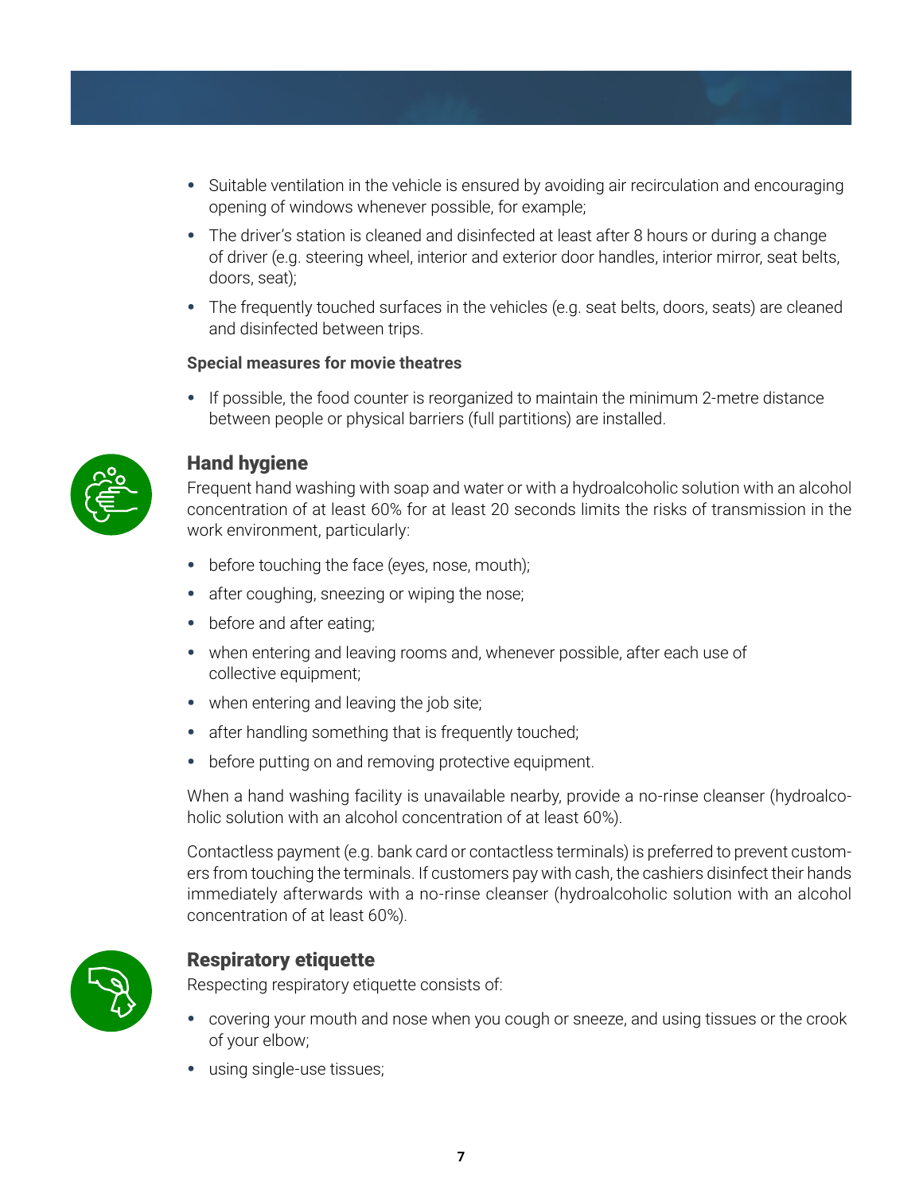- Suitable ventilation in the vehicle is ensured by avoiding air recirculation and encouraging opening of windows whenever possible, for example;
- The driver's station is cleaned and disinfected at least after 8 hours or during a change of driver (e.g. steering wheel, interior and exterior door handles, interior mirror, seat belts, doors, seat);
- The frequently touched surfaces in the vehicles (e.g. seat belts, doors, seats) are cleaned and disinfected between trips.

**Special measures for movie theatres**

- If possible, the food counter is reorganized to maintain the minimum 2-metre distance between people or physical barriers (full partitions) are installed.

## Hand hygiene

Frequent hand washing with soap and water or with a hydroalcoholic solution with an alcohol concentration of at least 60% for at least 20 seconds limits the risks of transmission in the work environment, particularly:

- before touching the face (eyes, nose, mouth);
- after coughing, sneezing or wiping the nose;
- before and after eating;
- when entering and leaving rooms and, whenever possible, after each use of collective equipment;
- when entering and leaving the job site;
- after handling something that is frequently touched;
- before putting on and removing protective equipment.

When a hand washing facility is unavailable nearby, provide a no-rinse cleanser (hydroalcoholic solution with an alcohol concentration of at least 60%).

Contactless payment (e.g. bank card or contactless terminals) is preferred to prevent customers from touching the terminals. If customers pay with cash, the cashiers disinfect their hands immediately afterwards with a no-rinse cleanser (hydroalcoholic solution with an alcohol concentration of at least 60%).

## Respiratory etiquette

Respecting respiratory etiquette consists of:

- covering your mouth and nose when you cough or sneeze, and using tissues or the crook of your elbow;
- using single-use tissues;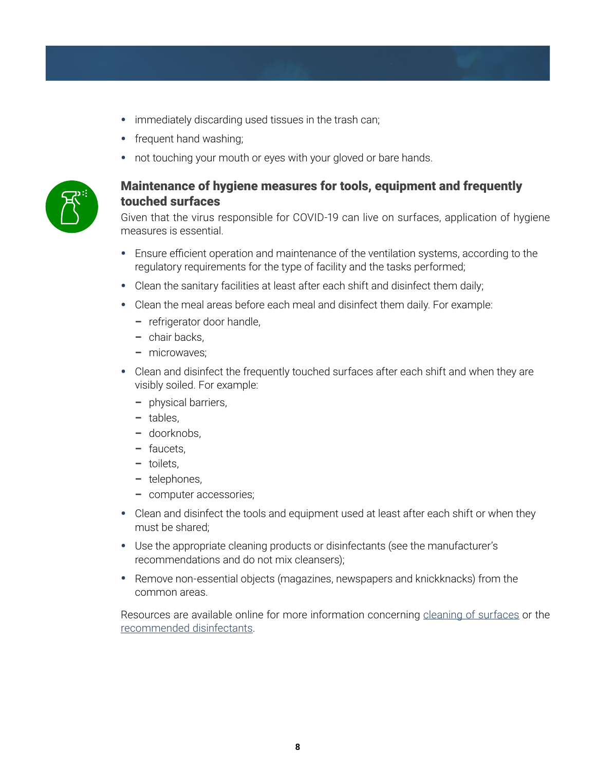- immediately discarding used tissues in the trash can;
- frequent hand washing;
- not touching your mouth or eyes with your gloved or bare hands.

## Maintenance of hygiene measures for tools, equipment and frequently touched surfaces

Given that the virus responsible for COVID-19 can live on surfaces, application of hygiene measures is essential.

- Ensure efficient operation and maintenance of the ventilation systems, according to the regulatory requirements for the type of facility and the tasks performed;
- Clean the sanitary facilities at least after each shift and disinfect them daily;
- Clean the meal areas before each meal and disinfect them daily. For example:
  - refrigerator door handle,
  - chair backs,
  - microwaves;
- Clean and disinfect the frequently touched surfaces after each shift and when they are visibly soiled. For example:
  - physical barriers,
  - tables,
  - doorknobs,
  - faucets,
  - toilets,
  - telephones,
  - computer accessories;
- Clean and disinfect the tools and equipment used at least after each shift or when they must be shared;
- Use the appropriate cleaning products or disinfectants (see the manufacturer's recommendations and do not mix cleansers);
- Remove non-essential objects (magazines, newspapers and knickknacks) from the common areas.

Resources are available online for more information concerning cleaning of surfaces or the recommended disinfectants.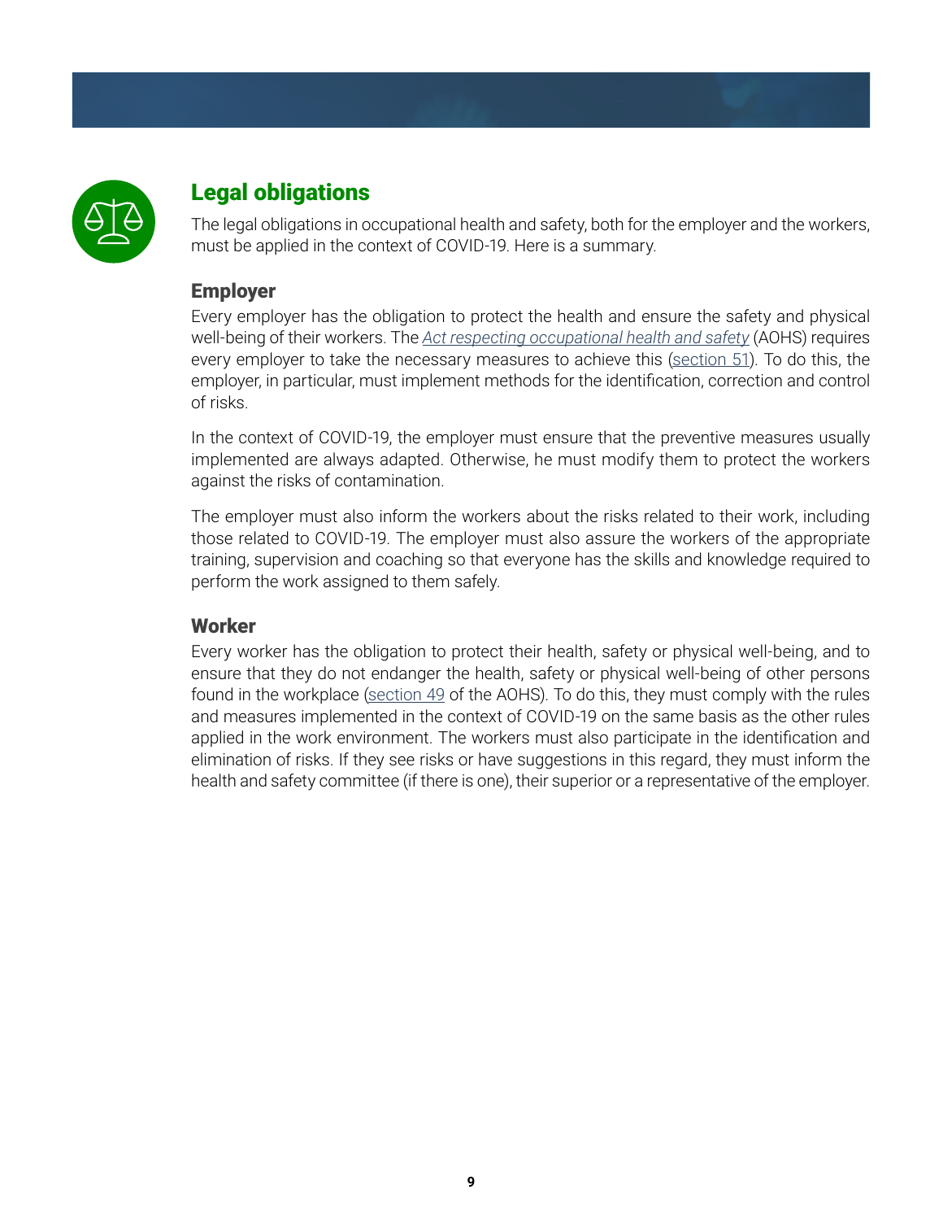## Legal obligations

The legal obligations in occupational health and safety, both for the employer and the workers, must be applied in the context of COVID-19. Here is a summary.

### Employer

Every employer has the obligation to protect the health and ensure the safety and physical well-being of their workers. The *Act respecting occupational health and safety* (AOHS) requires every employer to take the necessary measures to achieve this (section 51). To do this, the employer, in particular, must implement methods for the identification, correction and control of risks.

In the context of COVID-19, the employer must ensure that the preventive measures usually implemented are always adapted. Otherwise, he must modify them to protect the workers against the risks of contamination.

The employer must also inform the workers about the risks related to their work, including those related to COVID-19. The employer must also assure the workers of the appropriate training, supervision and coaching so that everyone has the skills and knowledge required to perform the work assigned to them safely.

### Worker

Every worker has the obligation to protect their health, safety or physical well-being, and to ensure that they do not endanger the health, safety or physical well-being of other persons found in the workplace (section 49 of the AOHS). To do this, they must comply with the rules and measures implemented in the context of COVID-19 on the same basis as the other rules applied in the work environment. The workers must also participate in the identification and elimination of risks. If they see risks or have suggestions in this regard, they must inform the health and safety committee (if there is one), their superior or a representative of the employer.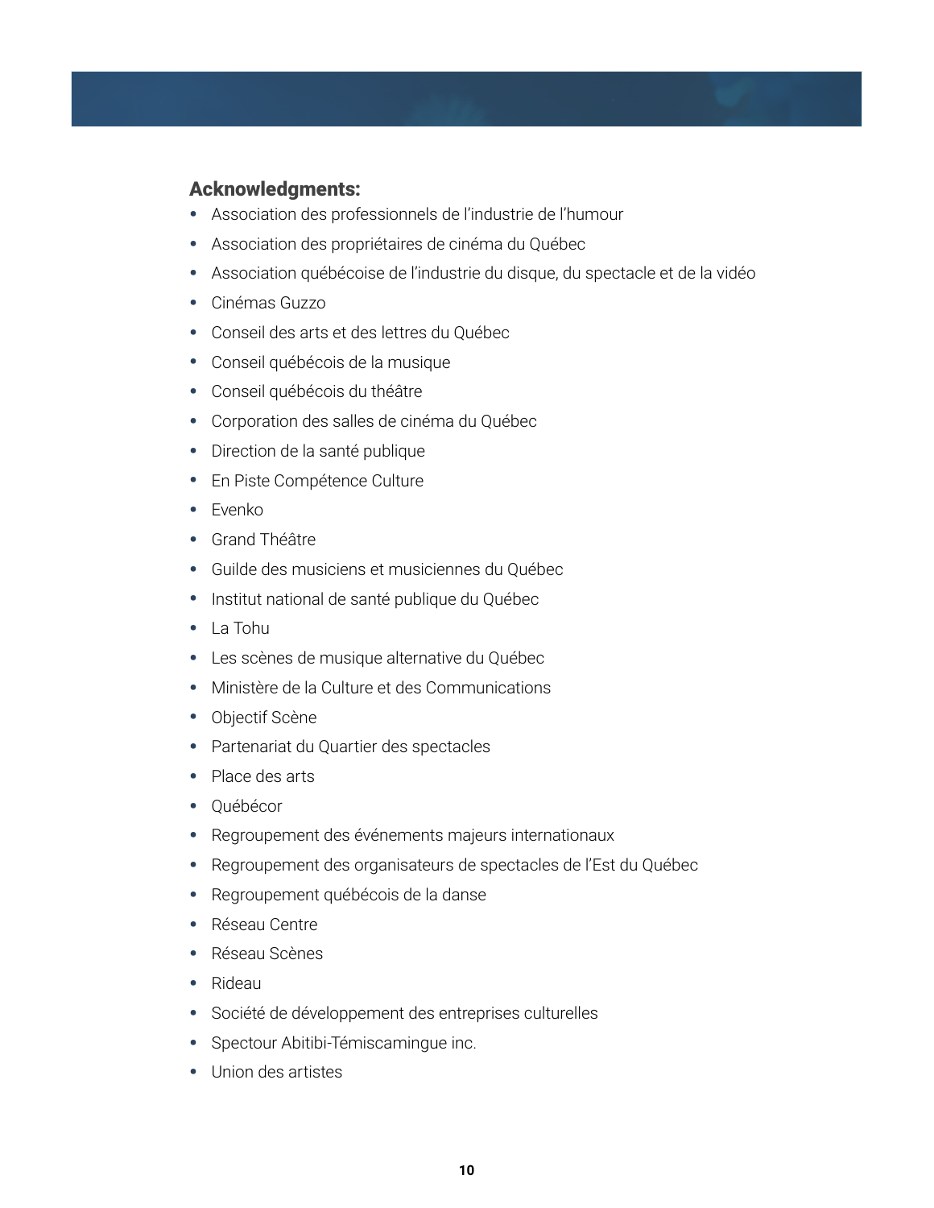**Acknowledgments:**

- Association des professionnels de l'industrie de l'humour
- Association des propriétaires de cinéma du Québec
- Association québécoise de l'industrie du disque, du spectacle et de la vidéo
- Cinémas Guzzo
- Conseil des arts et des lettres du Québec
- Conseil québécois de la musique
- Conseil québécois du théâtre
- Corporation des salles de cinéma du Québec
- Direction de la santé publique
- En Piste Compétence Culture
- Evenko
- Grand Théâtre
- Guilde des musiciens et musiciennes du Québec
- Institut national de santé publique du Québec
- La Tohu
- Les scènes de musique alternative du Québec
- Ministère de la Culture et des Communications
- Objectif Scène
- Partenariat du Quartier des spectacles
- Place des arts
- Québécor
- Regroupement des événements majeurs internationaux
- Regroupement des organisateurs de spectacles de l'Est du Québec
- Regroupement québécois de la danse
- Réseau Centre
- Réseau Scènes
- Rideau
- Société de développement des entreprises culturelles
- Spectour Abitibi-Témiscamingue inc.
- Union des artistes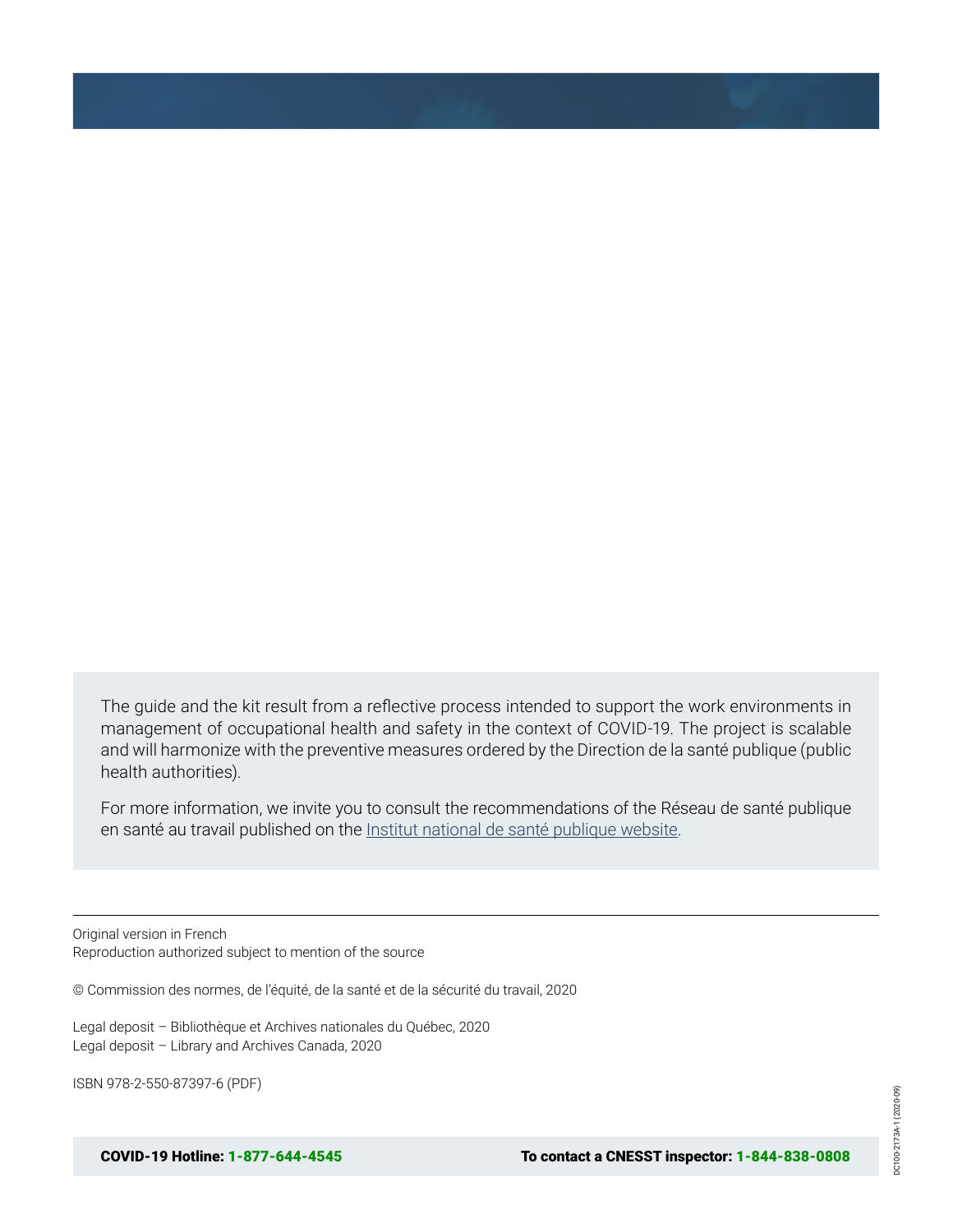The guide and the kit result from a reflective process intended to support the work environments in management of occupational health and safety in the context of COVID-19. The project is scalable and will harmonize with the preventive measures ordered by the Direction de la santé publique (public health authorities).

For more information, we invite you to consult the recommendations of the Réseau de santé publique en santé au travail published on the Institut national de santé publique website.

---

Original version in French
Reproduction authorized subject to mention of the source

© Commission des normes, de l'équité, de la santé et de la sécurité du travail, 2020

Legal deposit – Bibliothèque et Archives nationales du Québec, 2020
Legal deposit – Library and Archives Canada, 2020

ISBN 978-2-550-87397-6 (PDF)

**COVID-19 Hotline: 1-877-644-4545**

**To contact a CNESST inspector: 1-844-838-0808**

DC100-2173A-1 (2020-09)